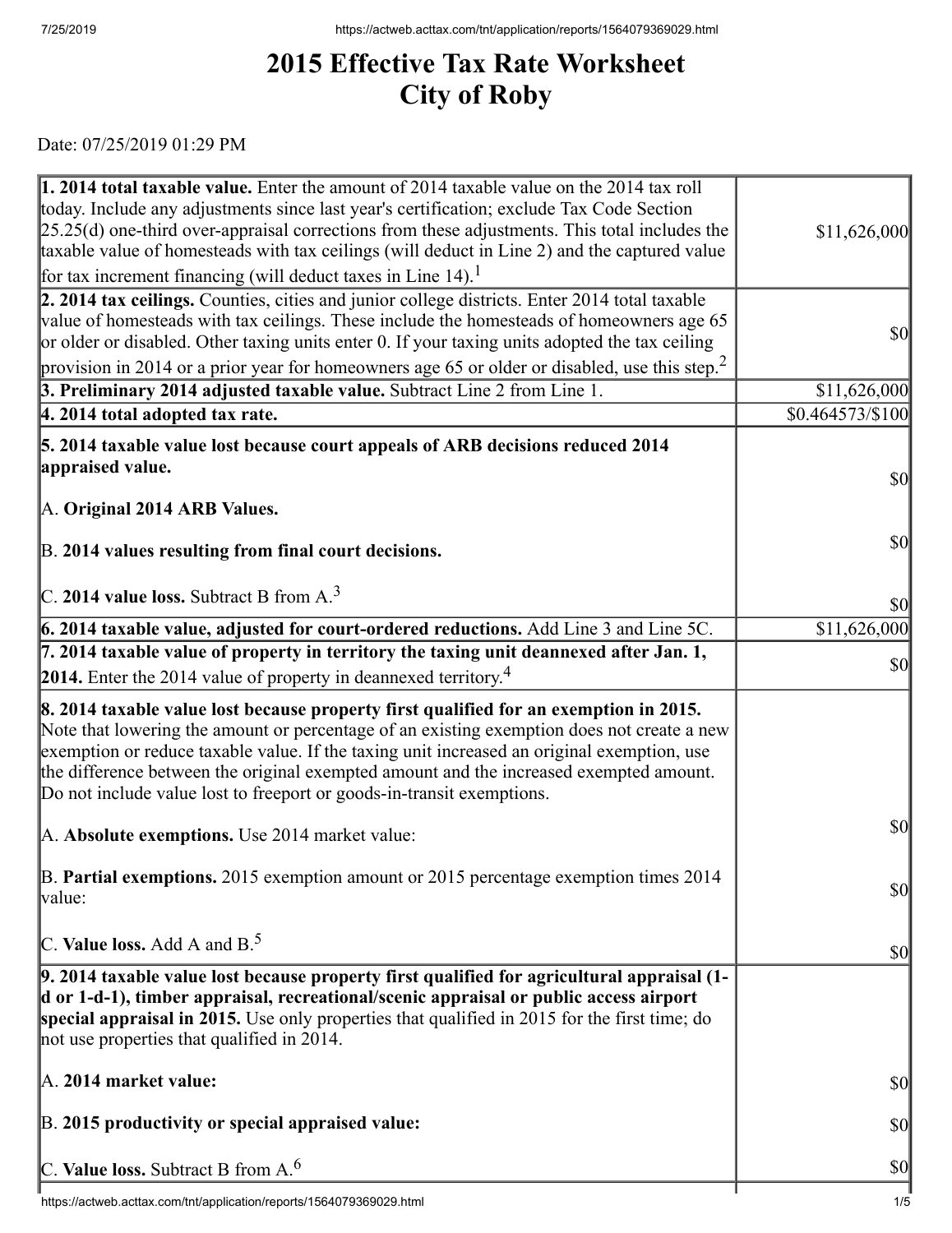# 2015 Effective Tax Rate Worksheet
# City of Roby

Date: 07/25/2019 01:29 PM

| | |
|---|---|
| **1. 2014 total taxable value.** Enter the amount of 2014 taxable value on the 2014 tax roll today. Include any adjustments since last year's certification; exclude Tax Code Section 25.25(d) one-third over-appraisal corrections from these adjustments. This total includes the taxable value of homesteads with tax ceilings (will deduct in Line 2) and the captured value for tax increment financing (will deduct taxes in Line 14).[1] | $11,626,000 |
| **2. 2014 tax ceilings.** Counties, cities and junior college districts. Enter 2014 total taxable value of homesteads with tax ceilings. These include the homesteads of homeowners age 65 or older or disabled. Other taxing units enter 0. If your taxing units adopted the tax ceiling provision in 2014 or a prior year for homeowners age 65 or older or disabled, use this step.[2] | $0 |
| **3. Preliminary 2014 adjusted taxable value.** Subtract Line 2 from Line 1. | $11,626,000 |
| **4. 2014 total adopted tax rate.** | $0.464573/$100 |
| **5. 2014 taxable value lost because court appeals of ARB decisions reduced 2014 appraised value.**<br><br>A. **Original 2014 ARB Values.**<br><br>B. **2014 values resulting from final court decisions.**<br><br>C. **2014 value loss.** Subtract B from A.[3] | $0<br><br>$0<br><br>$0 |
| **6. 2014 taxable value, adjusted for court-ordered reductions.** Add Line 3 and Line 5C. | $11,626,000 |
| **7. 2014 taxable value of property in territory the taxing unit deannexed after Jan. 1, 2014.** Enter the 2014 value of property in deannexed territory.[4] | $0 |
| **8. 2014 taxable value lost because property first qualified for an exemption in 2015.** Note that lowering the amount or percentage of an existing exemption does not create a new exemption or reduce taxable value. If the taxing unit increased an original exemption, use the difference between the original exempted amount and the increased exempted amount. Do not include value lost to freeport or goods-in-transit exemptions.<br><br>A. **Absolute exemptions.** Use 2014 market value:<br><br>B. **Partial exemptions.** 2015 exemption amount or 2015 percentage exemption times 2014 value:<br><br>C. **Value loss.** Add A and B.[5] | <br><br>$0<br><br>$0<br><br>$0 |
| **9. 2014 taxable value lost because property first qualified for agricultural appraisal (1-d or 1-d-1), timber appraisal, recreational/scenic appraisal or public access airport special appraisal in 2015.** Use only properties that qualified in 2015 for the first time; do not use properties that qualified in 2014.<br><br>A. **2014 market value:**<br><br>B. **2015 productivity or special appraised value:**<br><br>C. **Value loss.** Subtract B from A.[6] | <br><br>$0<br><br>$0<br><br>$0 |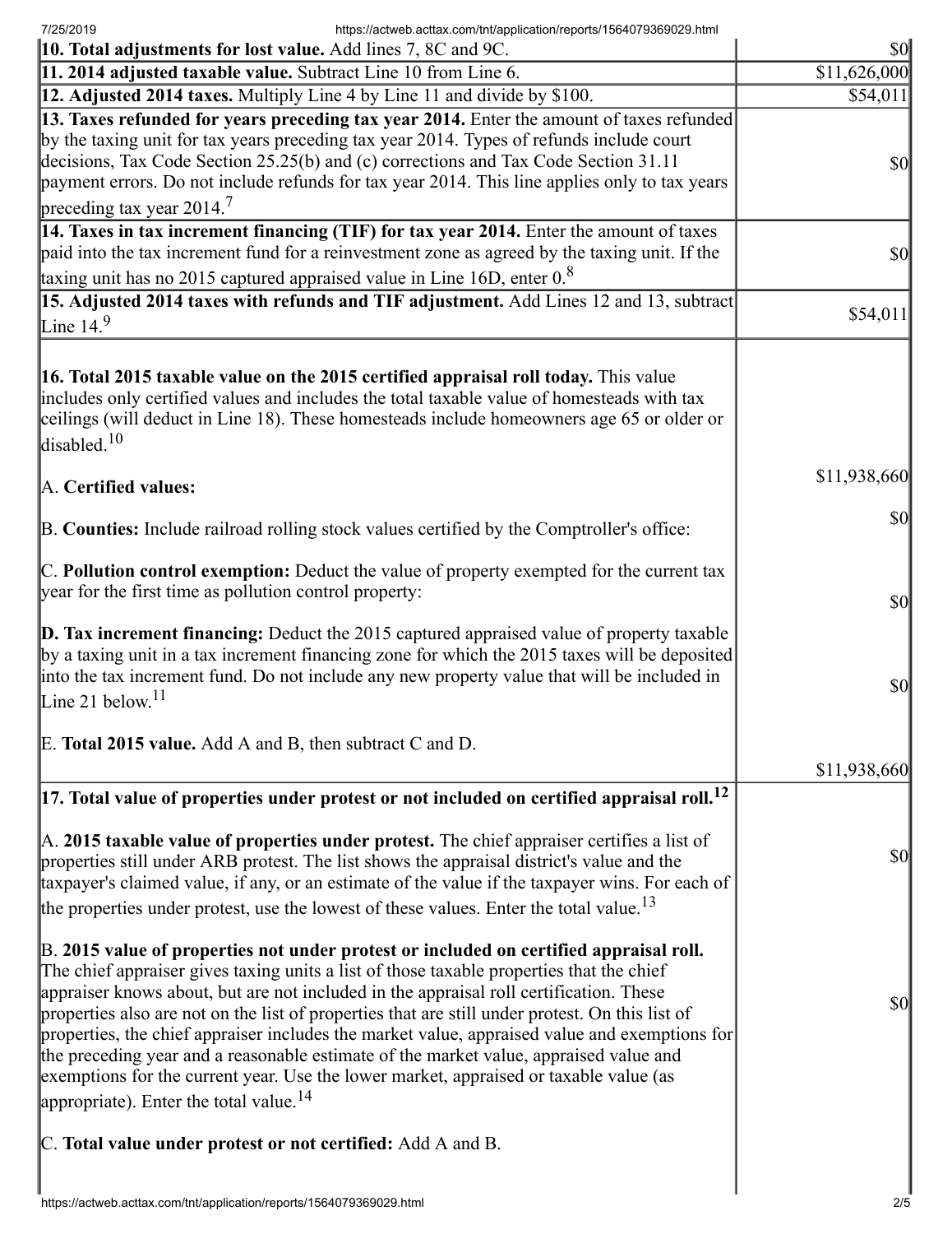| | |
|---|---|
| **10. Total adjustments for lost value.** Add lines 7, 8C and 9C. | $0 |
| **11. 2014 adjusted taxable value.** Subtract Line 10 from Line 6. | $11,626,000 |
| **12. Adjusted 2014 taxes.** Multiply Line 4 by Line 11 and divide by $100. | $54,011 |
| **13. Taxes refunded for years preceding tax year 2014.** Enter the amount of taxes refunded by the taxing unit for tax years preceding tax year 2014. Types of refunds include court decisions, Tax Code Section 25.25(b) and (c) corrections and Tax Code Section 31.11 payment errors. Do not include refunds for tax year 2014. This line applies only to tax years preceding tax year 2014.[7] | $0 |
| **14. Taxes in tax increment financing (TIF) for tax year 2014.** Enter the amount of taxes paid into the tax increment fund for a reinvestment zone as agreed by the taxing unit. If the taxing unit has no 2015 captured appraised value in Line 16D, enter 0.[8] | $0 |
| **15. Adjusted 2014 taxes with refunds and TIF adjustment.** Add Lines 12 and 13, subtract Line 14.[9] | $54,011 |
| **16. Total 2015 taxable value on the 2015 certified appraisal roll today.** This value includes only certified values and includes the total taxable value of homesteads with tax ceilings (will deduct in Line 18). These homesteads include homeowners age 65 or older or disabled.[10] | |
| A. **Certified values:** | $11,938,660 |
| B. **Counties:** Include railroad rolling stock values certified by the Comptroller's office: | $0 |
| C. **Pollution control exemption:** Deduct the value of property exempted for the current tax year for the first time as pollution control property: | $0 |
| **D. Tax increment financing:** Deduct the 2015 captured appraised value of property taxable by a taxing unit in a tax increment financing zone for which the 2015 taxes will be deposited into the tax increment fund. Do not include any new property value that will be included in Line 21 below.[11] | $0 |
| E. **Total 2015 value.** Add A and B, then subtract C and D. | $11,938,660 |
| **17. Total value of properties under protest or not included on certified appraisal roll.**[12] | |
| A. **2015 taxable value of properties under protest.** The chief appraiser certifies a list of properties still under ARB protest. The list shows the appraisal district's value and the taxpayer's claimed value, if any, or an estimate of the value if the taxpayer wins. For each of the properties under protest, use the lowest of these values. Enter the total value.[13] | $0 |
| B. **2015 value of properties not under protest or included on certified appraisal roll.** The chief appraiser gives taxing units a list of those taxable properties that the chief appraiser knows about, but are not included in the appraisal roll certification. These properties also are not on the list of properties that are still under protest. On this list of properties, the chief appraiser includes the market value, appraised value and exemptions for the preceding year and a reasonable estimate of the market value, appraised value and exemptions for the current year. Use the lower market, appraised or taxable value (as appropriate). Enter the total value.[14] | $0 |
| C. **Total value under protest or not certified:** Add A and B. | |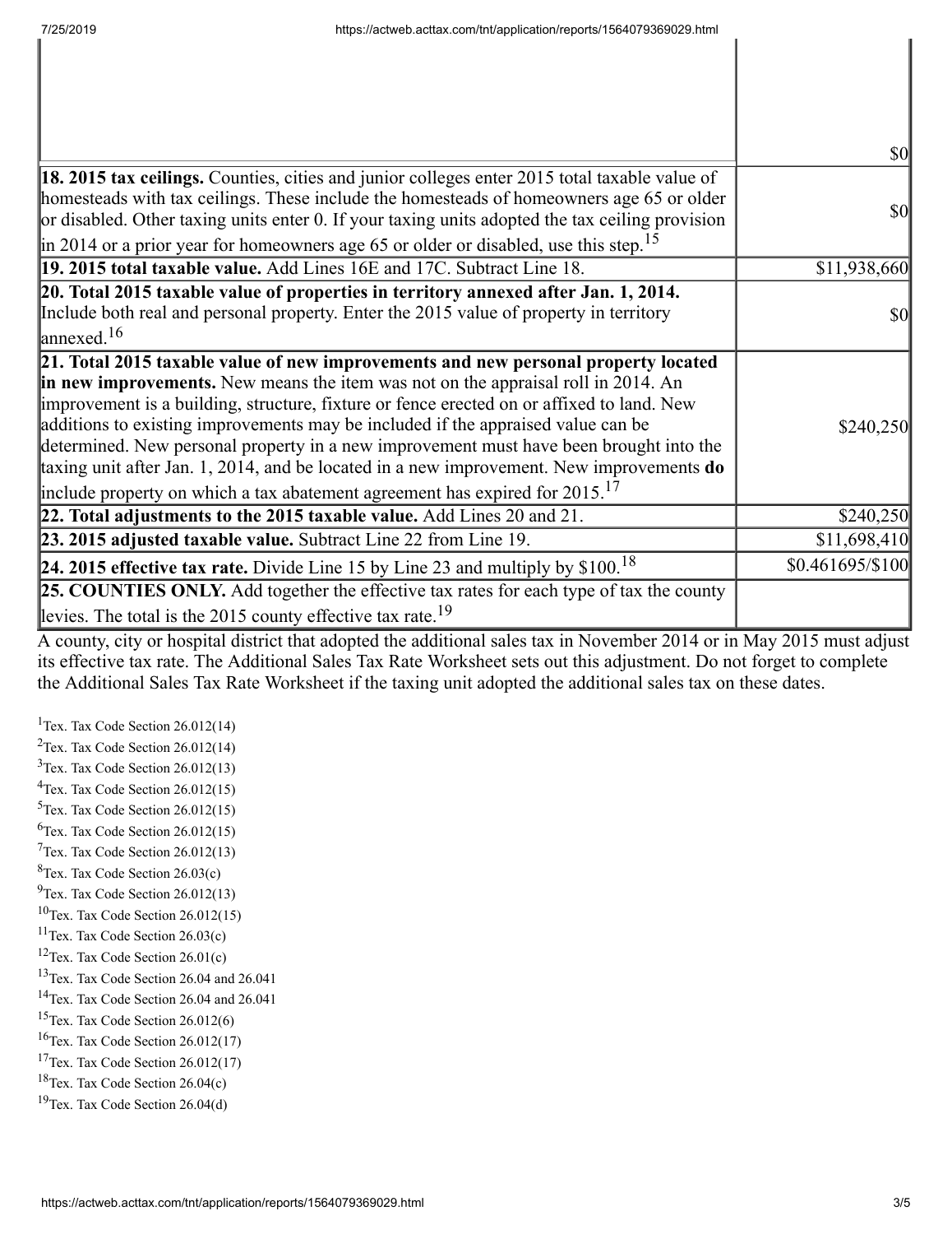| | |
|---|---|
| | $0 |
| **18. 2015 tax ceilings.** Counties, cities and junior colleges enter 2015 total taxable value of homesteads with tax ceilings. These include the homesteads of homeowners age 65 or older or disabled. Other taxing units enter 0. If your taxing units adopted the tax ceiling provision in 2014 or a prior year for homeowners age 65 or older or disabled, use this step.[15] | $0 |
| **19. 2015 total taxable value.** Add Lines 16E and 17C. Subtract Line 18. | $11,938,660 |
| **20. Total 2015 taxable value of properties in territory annexed after Jan. 1, 2014.** Include both real and personal property. Enter the 2015 value of property in territory annexed.[16] | $0 |
| **21. Total 2015 taxable value of new improvements and new personal property located in new improvements.** New means the item was not on the appraisal roll in 2014. An improvement is a building, structure, fixture or fence erected on or affixed to land. New additions to existing improvements may be included if the appraised value can be determined. New personal property in a new improvement must have been brought into the taxing unit after Jan. 1, 2014, and be located in a new improvement. New improvements **do** include property on which a tax abatement agreement has expired for 2015.[17] | $240,250 |
| **22. Total adjustments to the 2015 taxable value.** Add Lines 20 and 21. | $240,250 |
| **23. 2015 adjusted taxable value.** Subtract Line 22 from Line 19. | $11,698,410 |
| **24. 2015 effective tax rate.** Divide Line 15 by Line 23 and multiply by $100.[18] | $0.461695/$100 |
| **25. COUNTIES ONLY.** Add together the effective tax rates for each type of tax the county levies. The total is the 2015 county effective tax rate.[19] | |

A county, city or hospital district that adopted the additional sales tax in November 2014 or in May 2015 must adjust its effective tax rate. The Additional Sales Tax Rate Worksheet sets out this adjustment. Do not forget to complete the Additional Sales Tax Rate Worksheet if the taxing unit adopted the additional sales tax on these dates.

[1]Tex. Tax Code Section 26.012(14)
[2]Tex. Tax Code Section 26.012(14)
[3]Tex. Tax Code Section 26.012(13)
[4]Tex. Tax Code Section 26.012(15)
[5]Tex. Tax Code Section 26.012(15)
[6]Tex. Tax Code Section 26.012(15)
[7]Tex. Tax Code Section 26.012(13)
[8]Tex. Tax Code Section 26.03(c)
[9]Tex. Tax Code Section 26.012(13)
[10]Tex. Tax Code Section 26.012(15)
[11]Tex. Tax Code Section 26.03(c)
[12]Tex. Tax Code Section 26.01(c)
[13]Tex. Tax Code Section 26.04 and 26.041
[14]Tex. Tax Code Section 26.04 and 26.041
[15]Tex. Tax Code Section 26.012(6)
[16]Tex. Tax Code Section 26.012(17)
[17]Tex. Tax Code Section 26.012(17)
[18]Tex. Tax Code Section 26.04(c)
[19]Tex. Tax Code Section 26.04(d)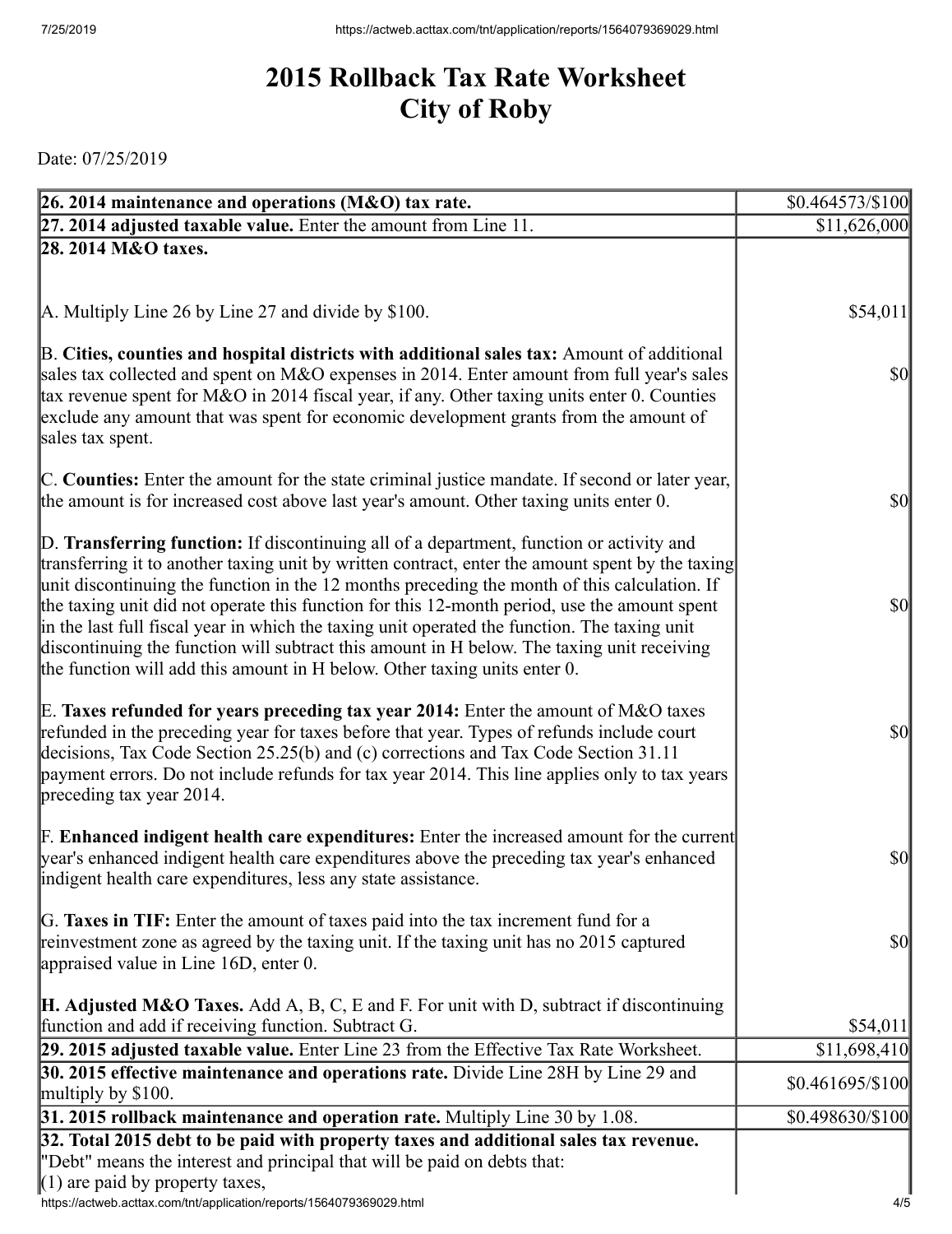# 2015 Rollback Tax Rate Worksheet
# City of Roby

Date: 07/25/2019

| | |
|---|---|
| **26. 2014 maintenance and operations (M&O) tax rate.** | $0.464573/$100 |
| **27. 2014 adjusted taxable value.** Enter the amount from Line 11. | $11,626,000 |
| **28. 2014 M&O taxes.** | |
| A. Multiply Line 26 by Line 27 and divide by $100. | $54,011 |
| B. **Cities, counties and hospital districts with additional sales tax:** Amount of additional sales tax collected and spent on M&O expenses in 2014. Enter amount from full year's sales tax revenue spent for M&O in 2014 fiscal year, if any. Other taxing units enter 0. Counties exclude any amount that was spent for economic development grants from the amount of sales tax spent. | $0 |
| C. **Counties:** Enter the amount for the state criminal justice mandate. If second or later year, the amount is for increased cost above last year's amount. Other taxing units enter 0. | $0 |
| D. **Transferring function:** If discontinuing all of a department, function or activity and transferring it to another taxing unit by written contract, enter the amount spent by the taxing unit discontinuing the function in the 12 months preceding the month of this calculation. If the taxing unit did not operate this function for this 12-month period, use the amount spent in the last full fiscal year in which the taxing unit operated the function. The taxing unit discontinuing the function will subtract this amount in H below. The taxing unit receiving the function will add this amount in H below. Other taxing units enter 0. | $0 |
| E. **Taxes refunded for years preceding tax year 2014:** Enter the amount of M&O taxes refunded in the preceding year for taxes before that year. Types of refunds include court decisions, Tax Code Section 25.25(b) and (c) corrections and Tax Code Section 31.11 payment errors. Do not include refunds for tax year 2014. This line applies only to tax years preceding tax year 2014. | $0 |
| F. **Enhanced indigent health care expenditures:** Enter the increased amount for the current year's enhanced indigent health care expenditures above the preceding tax year's enhanced indigent health care expenditures, less any state assistance. | $0 |
| G. **Taxes in TIF:** Enter the amount of taxes paid into the tax increment fund for a reinvestment zone as agreed by the taxing unit. If the taxing unit has no 2015 captured appraised value in Line 16D, enter 0. | $0 |
| **H. Adjusted M&O Taxes.** Add A, B, C, E and F. For unit with D, subtract if discontinuing function and add if receiving function. Subtract G. | $54,011 |
| **29. 2015 adjusted taxable value.** Enter Line 23 from the Effective Tax Rate Worksheet. | $11,698,410 |
| **30. 2015 effective maintenance and operations rate.** Divide Line 28H by Line 29 and multiply by $100. | $0.461695/$100 |
| **31. 2015 rollback maintenance and operation rate.** Multiply Line 30 by 1.08. | $0.498630/$100 |
| **32. Total 2015 debt to be paid with property taxes and additional sales tax revenue.** "Debt" means the interest and principal that will be paid on debts that: (1) are paid by property taxes, | |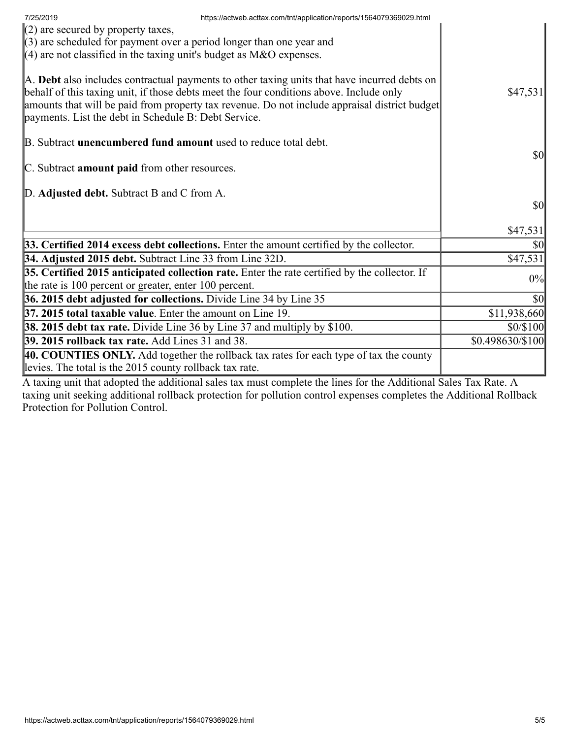| | |
|---|---|
| (2) are secured by property taxes,<br>(3) are scheduled for payment over a period longer than one year and<br>(4) are not classified in the taxing unit's budget as M&O expenses.<br><br>A. **Debt** also includes contractual payments to other taxing units that have incurred debts on behalf of this taxing unit, if those debts meet the four conditions above. Include only amounts that will be paid from property tax revenue. Do not include appraisal district budget payments. List the debt in Schedule B: Debt Service.<br><br>B. Subtract **unencumbered fund amount** used to reduce total debt.<br><br>C. Subtract **amount paid** from other resources.<br><br>D. **Adjusted debt.** Subtract B and C from A. | $47,531<br><br>$0<br><br>$0<br><br>$47,531 |
| **33. Certified 2014 excess debt collections.** Enter the amount certified by the collector. | $0 |
| **34. Adjusted 2015 debt.** Subtract Line 33 from Line 32D. | $47,531 |
| **35. Certified 2015 anticipated collection rate.** Enter the rate certified by the collector. If the rate is 100 percent or greater, enter 100 percent. | 0% |
| **36. 2015 debt adjusted for collections.** Divide Line 34 by Line 35 | $0 |
| **37. 2015 total taxable value**. Enter the amount on Line 19. | $11,938,660 |
| **38. 2015 debt tax rate.** Divide Line 36 by Line 37 and multiply by $100. | $0/$100 |
| **39. 2015 rollback tax rate.** Add Lines 31 and 38. | $0.498630/$100 |
| **40. COUNTIES ONLY.** Add together the rollback tax rates for each type of tax the county levies. The total is the 2015 county rollback tax rate. | |

A taxing unit that adopted the additional sales tax must complete the lines for the Additional Sales Tax Rate. A taxing unit seeking additional rollback protection for pollution control expenses completes the Additional Rollback Protection for Pollution Control.